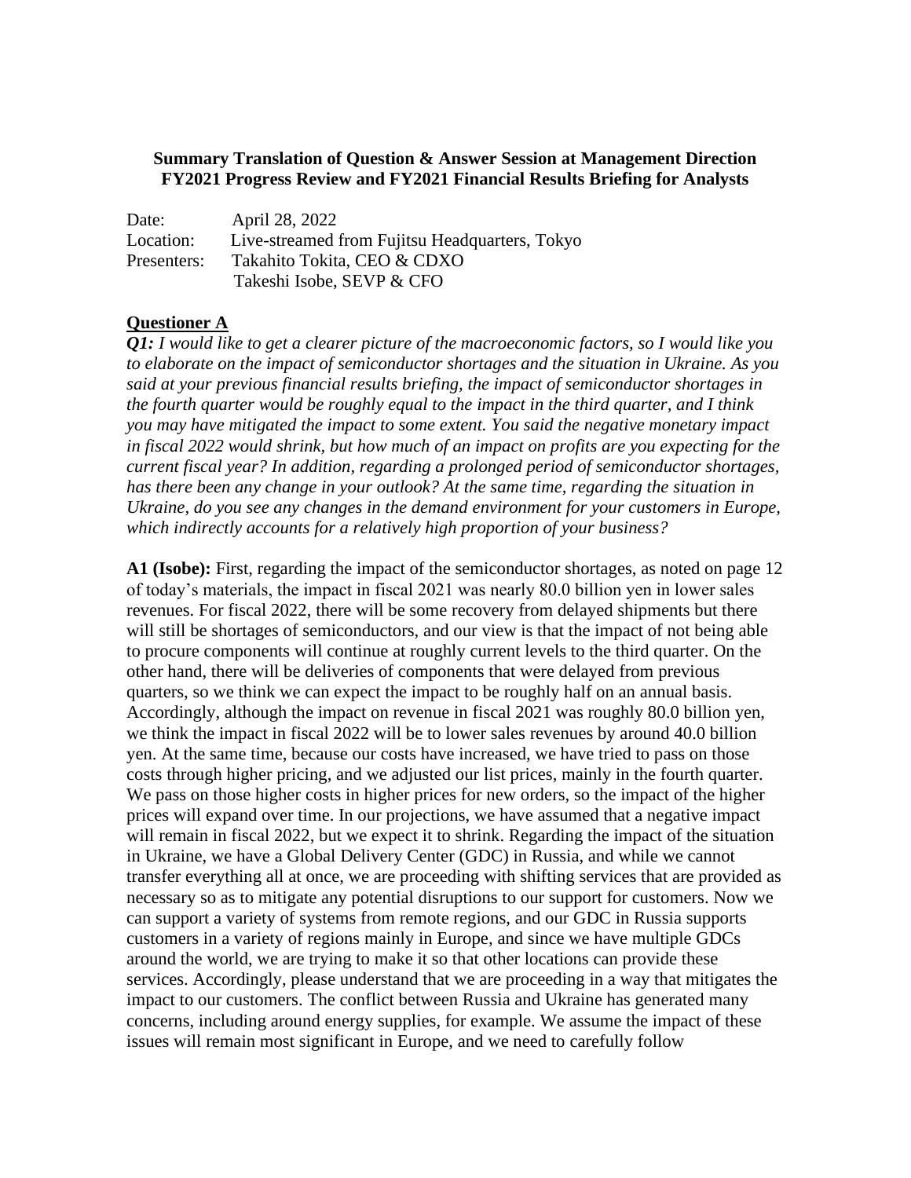**Summary Translation of Question & Answer Session at Management Direction FY2021 Progress Review and FY2021 Financial Results Briefing for Analysts**

Date: April 28, 2022
Location: Live-streamed from Fujitsu Headquarters, Tokyo
Presenters: Takahito Tokita, CEO & CDXO
Takeshi Isobe, SEVP & CFO

**Questioner A**

***Q1:*** *I would like to get a clearer picture of the macroeconomic factors, so I would like you to elaborate on the impact of semiconductor shortages and the situation in Ukraine. As you said at your previous financial results briefing, the impact of semiconductor shortages in the fourth quarter would be roughly equal to the impact in the third quarter, and I think you may have mitigated the impact to some extent. You said the negative monetary impact in fiscal 2022 would shrink, but how much of an impact on profits are you expecting for the current fiscal year? In addition, regarding a prolonged period of semiconductor shortages, has there been any change in your outlook? At the same time, regarding the situation in Ukraine, do you see any changes in the demand environment for your customers in Europe, which indirectly accounts for a relatively high proportion of your business?*

**A1 (Isobe):** First, regarding the impact of the semiconductor shortages, as noted on page 12 of today's materials, the impact in fiscal 2021 was nearly 80.0 billion yen in lower sales revenues. For fiscal 2022, there will be some recovery from delayed shipments but there will still be shortages of semiconductors, and our view is that the impact of not being able to procure components will continue at roughly current levels to the third quarter. On the other hand, there will be deliveries of components that were delayed from previous quarters, so we think we can expect the impact to be roughly half on an annual basis. Accordingly, although the impact on revenue in fiscal 2021 was roughly 80.0 billion yen, we think the impact in fiscal 2022 will be to lower sales revenues by around 40.0 billion yen. At the same time, because our costs have increased, we have tried to pass on those costs through higher pricing, and we adjusted our list prices, mainly in the fourth quarter. We pass on those higher costs in higher prices for new orders, so the impact of the higher prices will expand over time. In our projections, we have assumed that a negative impact will remain in fiscal 2022, but we expect it to shrink. Regarding the impact of the situation in Ukraine, we have a Global Delivery Center (GDC) in Russia, and while we cannot transfer everything all at once, we are proceeding with shifting services that are provided as necessary so as to mitigate any potential disruptions to our support for customers. Now we can support a variety of systems from remote regions, and our GDC in Russia supports customers in a variety of regions mainly in Europe, and since we have multiple GDCs around the world, we are trying to make it so that other locations can provide these services. Accordingly, please understand that we are proceeding in a way that mitigates the impact to our customers. The conflict between Russia and Ukraine has generated many concerns, including around energy supplies, for example. We assume the impact of these issues will remain most significant in Europe, and we need to carefully follow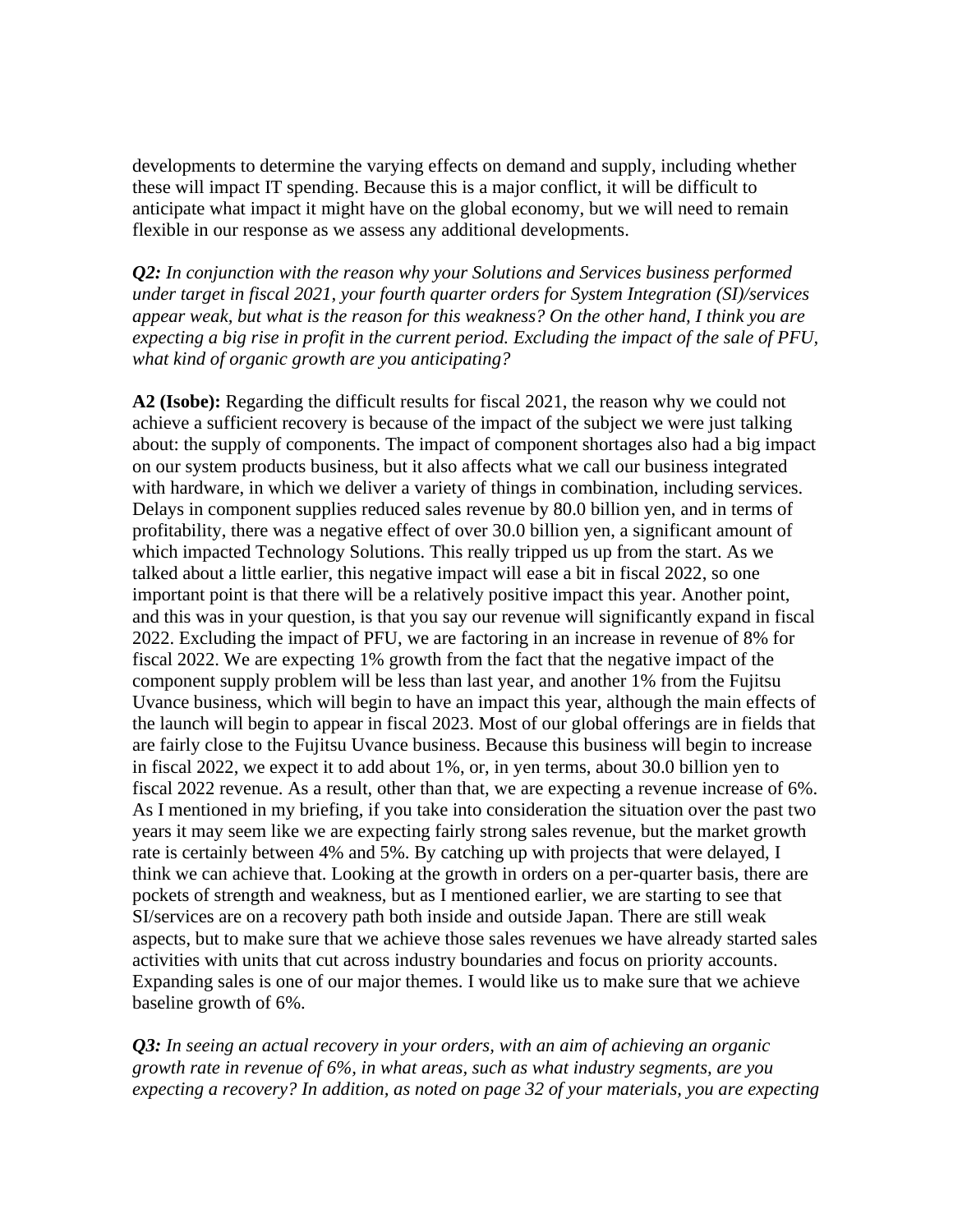developments to determine the varying effects on demand and supply, including whether these will impact IT spending. Because this is a major conflict, it will be difficult to anticipate what impact it might have on the global economy, but we will need to remain flexible in our response as we assess any additional developments.

***Q2:*** *In conjunction with the reason why your Solutions and Services business performed under target in fiscal 2021, your fourth quarter orders for System Integration (SI)/services appear weak, but what is the reason for this weakness? On the other hand, I think you are expecting a big rise in profit in the current period. Excluding the impact of the sale of PFU, what kind of organic growth are you anticipating?*

**A2 (Isobe):** Regarding the difficult results for fiscal 2021, the reason why we could not achieve a sufficient recovery is because of the impact of the subject we were just talking about: the supply of components. The impact of component shortages also had a big impact on our system products business, but it also affects what we call our business integrated with hardware, in which we deliver a variety of things in combination, including services. Delays in component supplies reduced sales revenue by 80.0 billion yen, and in terms of profitability, there was a negative effect of over 30.0 billion yen, a significant amount of which impacted Technology Solutions. This really tripped us up from the start. As we talked about a little earlier, this negative impact will ease a bit in fiscal 2022, so one important point is that there will be a relatively positive impact this year. Another point, and this was in your question, is that you say our revenue will significantly expand in fiscal 2022. Excluding the impact of PFU, we are factoring in an increase in revenue of 8% for fiscal 2022. We are expecting 1% growth from the fact that the negative impact of the component supply problem will be less than last year, and another 1% from the Fujitsu Uvance business, which will begin to have an impact this year, although the main effects of the launch will begin to appear in fiscal 2023. Most of our global offerings are in fields that are fairly close to the Fujitsu Uvance business. Because this business will begin to increase in fiscal 2022, we expect it to add about 1%, or, in yen terms, about 30.0 billion yen to fiscal 2022 revenue. As a result, other than that, we are expecting a revenue increase of 6%. As I mentioned in my briefing, if you take into consideration the situation over the past two years it may seem like we are expecting fairly strong sales revenue, but the market growth rate is certainly between 4% and 5%. By catching up with projects that were delayed, I think we can achieve that. Looking at the growth in orders on a per-quarter basis, there are pockets of strength and weakness, but as I mentioned earlier, we are starting to see that SI/services are on a recovery path both inside and outside Japan. There are still weak aspects, but to make sure that we achieve those sales revenues we have already started sales activities with units that cut across industry boundaries and focus on priority accounts. Expanding sales is one of our major themes. I would like us to make sure that we achieve baseline growth of 6%.

***Q3:*** *In seeing an actual recovery in your orders, with an aim of achieving an organic growth rate in revenue of 6%, in what areas, such as what industry segments, are you expecting a recovery? In addition, as noted on page 32 of your materials, you are expecting*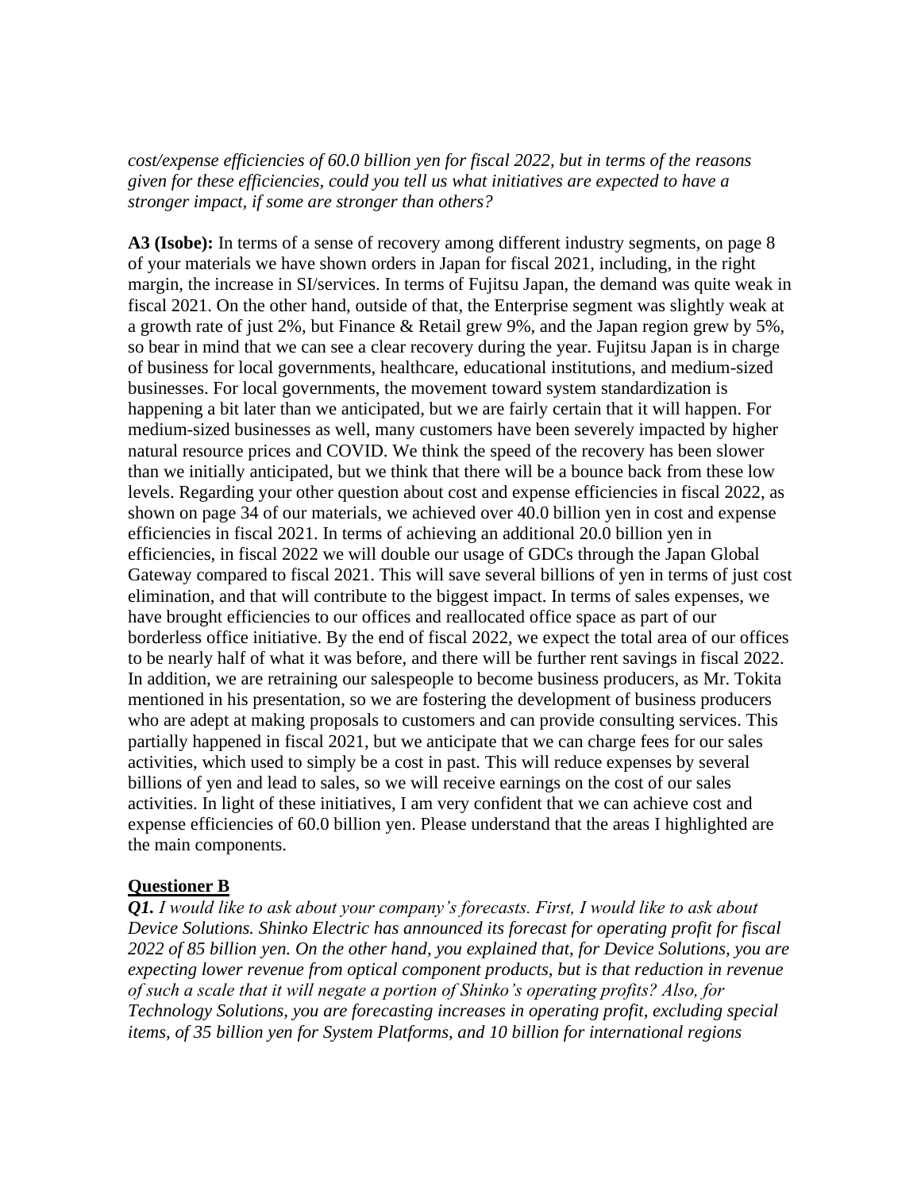*cost/expense efficiencies of 60.0 billion yen for fiscal 2022, but in terms of the reasons given for these efficiencies, could you tell us what initiatives are expected to have a stronger impact, if some are stronger than others?*

**A3 (Isobe):** In terms of a sense of recovery among different industry segments, on page 8 of your materials we have shown orders in Japan for fiscal 2021, including, in the right margin, the increase in SI/services. In terms of Fujitsu Japan, the demand was quite weak in fiscal 2021. On the other hand, outside of that, the Enterprise segment was slightly weak at a growth rate of just 2%, but Finance & Retail grew 9%, and the Japan region grew by 5%, so bear in mind that we can see a clear recovery during the year. Fujitsu Japan is in charge of business for local governments, healthcare, educational institutions, and medium-sized businesses. For local governments, the movement toward system standardization is happening a bit later than we anticipated, but we are fairly certain that it will happen. For medium-sized businesses as well, many customers have been severely impacted by higher natural resource prices and COVID. We think the speed of the recovery has been slower than we initially anticipated, but we think that there will be a bounce back from these low levels. Regarding your other question about cost and expense efficiencies in fiscal 2022, as shown on page 34 of our materials, we achieved over 40.0 billion yen in cost and expense efficiencies in fiscal 2021. In terms of achieving an additional 20.0 billion yen in efficiencies, in fiscal 2022 we will double our usage of GDCs through the Japan Global Gateway compared to fiscal 2021. This will save several billions of yen in terms of just cost elimination, and that will contribute to the biggest impact. In terms of sales expenses, we have brought efficiencies to our offices and reallocated office space as part of our borderless office initiative. By the end of fiscal 2022, we expect the total area of our offices to be nearly half of what it was before, and there will be further rent savings in fiscal 2022. In addition, we are retraining our salespeople to become business producers, as Mr. Tokita mentioned in his presentation, so we are fostering the development of business producers who are adept at making proposals to customers and can provide consulting services. This partially happened in fiscal 2021, but we anticipate that we can charge fees for our sales activities, which used to simply be a cost in past. This will reduce expenses by several billions of yen and lead to sales, so we will receive earnings on the cost of our sales activities. In light of these initiatives, I am very confident that we can achieve cost and expense efficiencies of 60.0 billion yen. Please understand that the areas I highlighted are the main components.

## Questioner B

***Q1.*** *I would like to ask about your company's forecasts. First, I would like to ask about Device Solutions. Shinko Electric has announced its forecast for operating profit for fiscal 2022 of 85 billion yen. On the other hand, you explained that, for Device Solutions, you are expecting lower revenue from optical component products, but is that reduction in revenue of such a scale that it will negate a portion of Shinko's operating profits? Also, for Technology Solutions, you are forecasting increases in operating profit, excluding special items, of 35 billion yen for System Platforms, and 10 billion for international regions*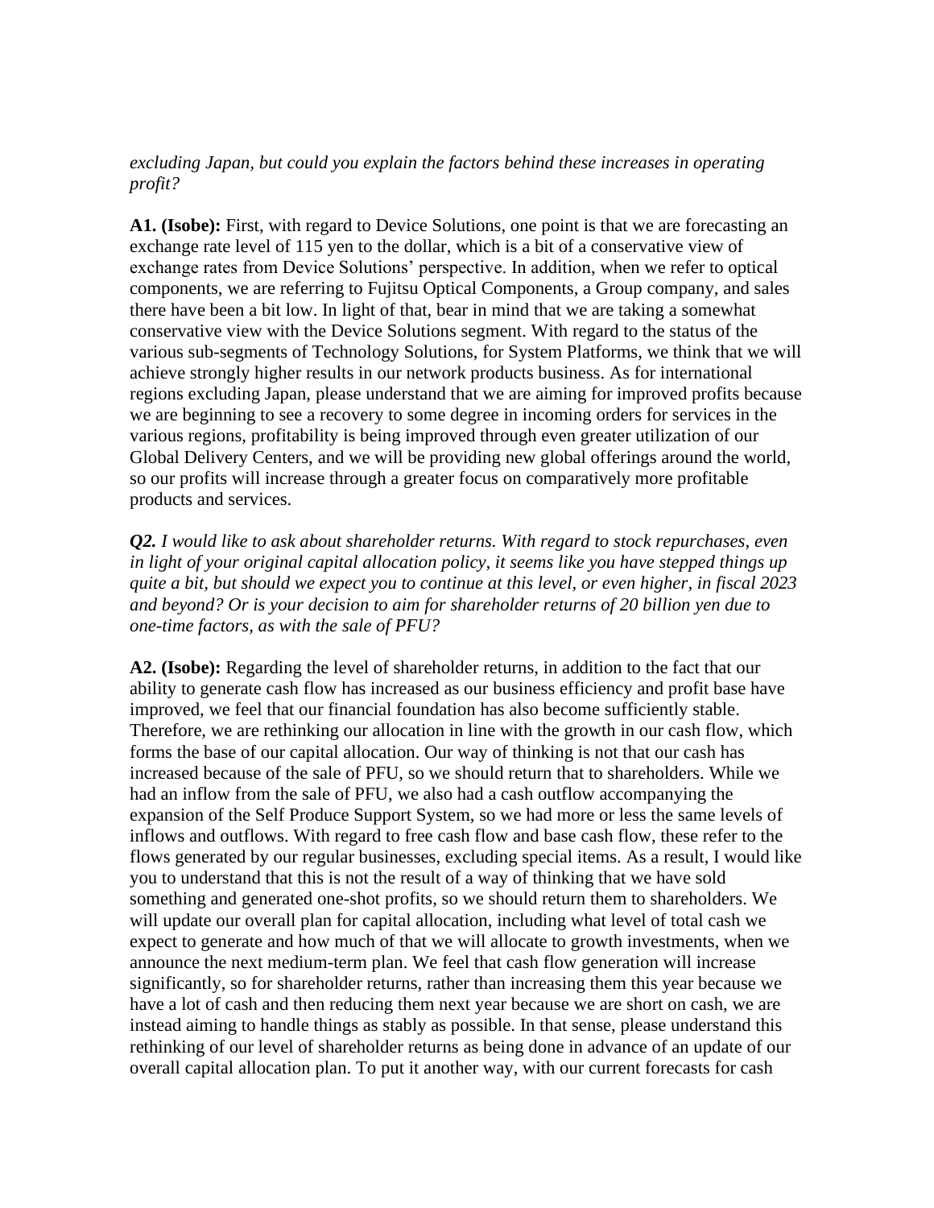*excluding Japan, but could you explain the factors behind these increases in operating profit?*

**A1. (Isobe):** First, with regard to Device Solutions, one point is that we are forecasting an exchange rate level of 115 yen to the dollar, which is a bit of a conservative view of exchange rates from Device Solutions' perspective. In addition, when we refer to optical components, we are referring to Fujitsu Optical Components, a Group company, and sales there have been a bit low. In light of that, bear in mind that we are taking a somewhat conservative view with the Device Solutions segment. With regard to the status of the various sub-segments of Technology Solutions, for System Platforms, we think that we will achieve strongly higher results in our network products business. As for international regions excluding Japan, please understand that we are aiming for improved profits because we are beginning to see a recovery to some degree in incoming orders for services in the various regions, profitability is being improved through even greater utilization of our Global Delivery Centers, and we will be providing new global offerings around the world, so our profits will increase through a greater focus on comparatively more profitable products and services.

***Q2.*** *I would like to ask about shareholder returns. With regard to stock repurchases, even in light of your original capital allocation policy, it seems like you have stepped things up quite a bit, but should we expect you to continue at this level, or even higher, in fiscal 2023 and beyond? Or is your decision to aim for shareholder returns of 20 billion yen due to one-time factors, as with the sale of PFU?*

**A2. (Isobe):** Regarding the level of shareholder returns, in addition to the fact that our ability to generate cash flow has increased as our business efficiency and profit base have improved, we feel that our financial foundation has also become sufficiently stable. Therefore, we are rethinking our allocation in line with the growth in our cash flow, which forms the base of our capital allocation. Our way of thinking is not that our cash has increased because of the sale of PFU, so we should return that to shareholders. While we had an inflow from the sale of PFU, we also had a cash outflow accompanying the expansion of the Self Produce Support System, so we had more or less the same levels of inflows and outflows. With regard to free cash flow and base cash flow, these refer to the flows generated by our regular businesses, excluding special items. As a result, I would like you to understand that this is not the result of a way of thinking that we have sold something and generated one-shot profits, so we should return them to shareholders. We will update our overall plan for capital allocation, including what level of total cash we expect to generate and how much of that we will allocate to growth investments, when we announce the next medium-term plan. We feel that cash flow generation will increase significantly, so for shareholder returns, rather than increasing them this year because we have a lot of cash and then reducing them next year because we are short on cash, we are instead aiming to handle things as stably as possible. In that sense, please understand this rethinking of our level of shareholder returns as being done in advance of an update of our overall capital allocation plan. To put it another way, with our current forecasts for cash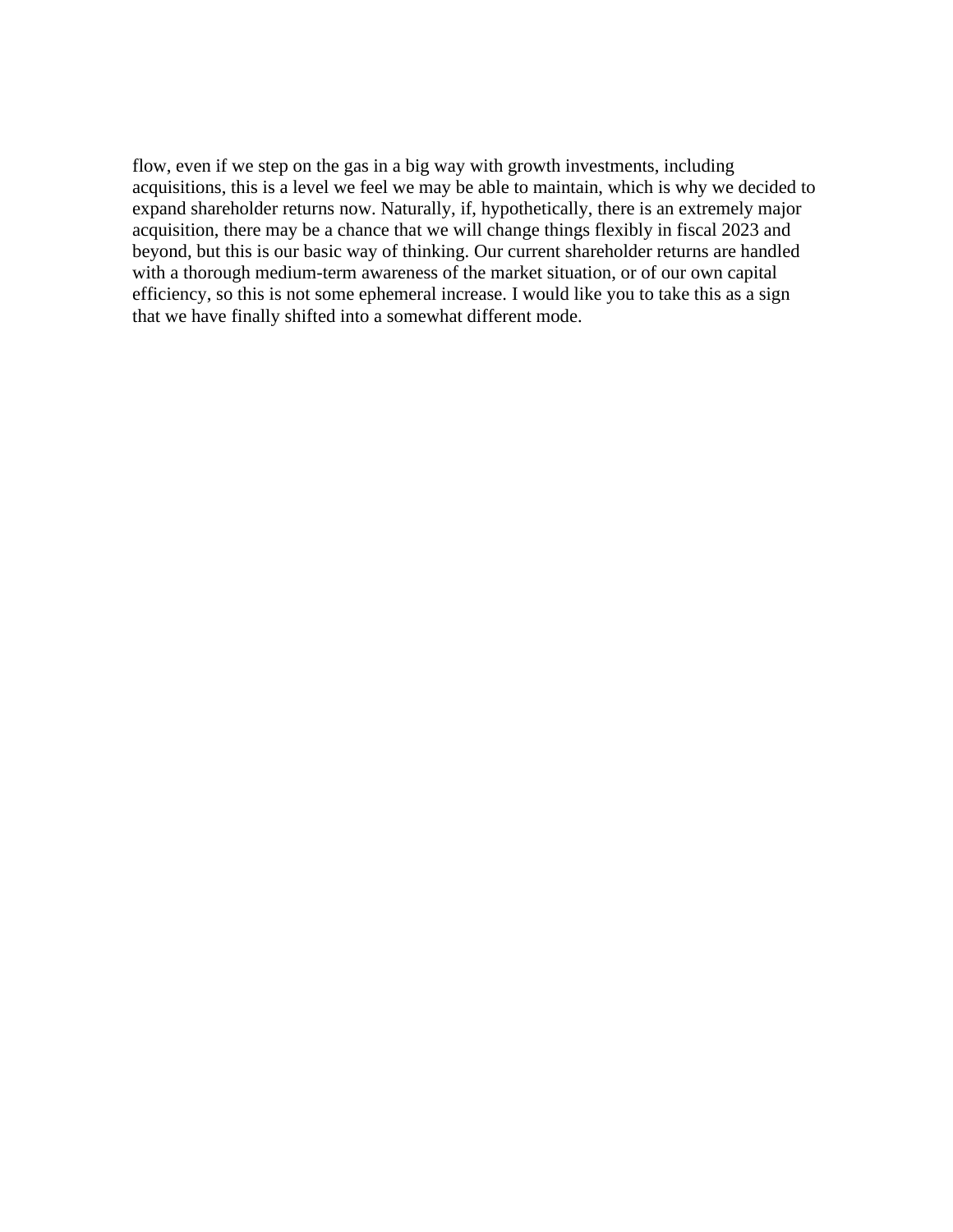flow, even if we step on the gas in a big way with growth investments, including acquisitions, this is a level we feel we may be able to maintain, which is why we decided to expand shareholder returns now. Naturally, if, hypothetically, there is an extremely major acquisition, there may be a chance that we will change things flexibly in fiscal 2023 and beyond, but this is our basic way of thinking. Our current shareholder returns are handled with a thorough medium-term awareness of the market situation, or of our own capital efficiency, so this is not some ephemeral increase. I would like you to take this as a sign that we have finally shifted into a somewhat different mode.